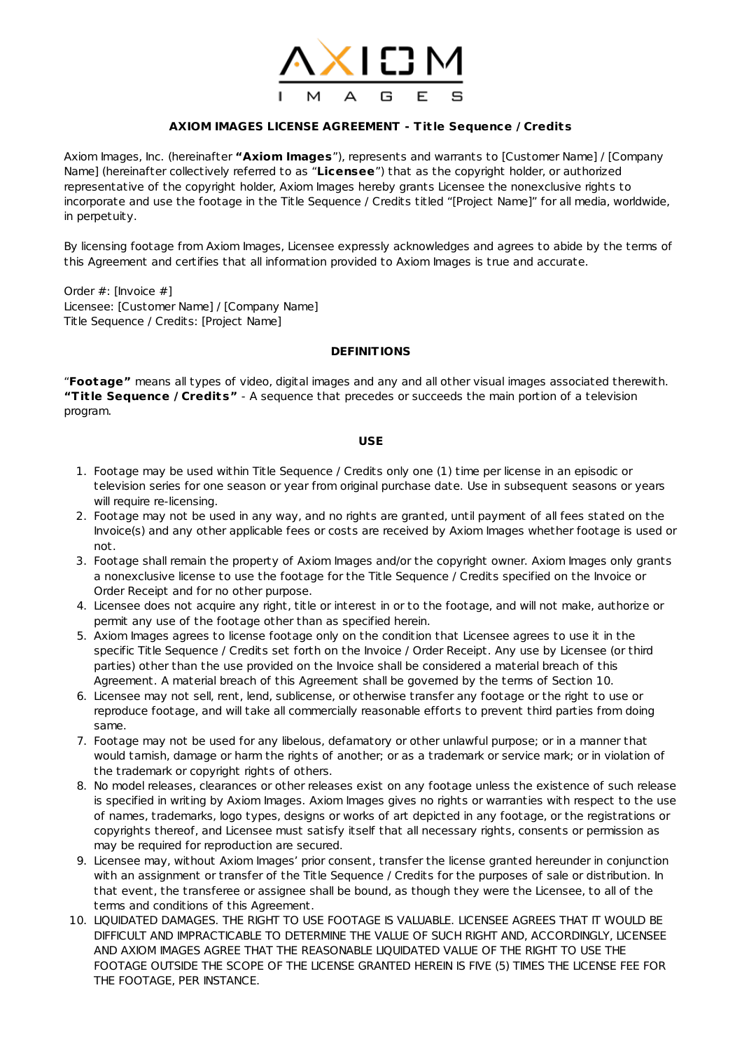AXIOM

I M A G E S

## AXIOM IMAGES LICENSE AGREEMENT - Title Sequence / Credits

Axiom Images, Inc. (hereinafter **"Axiom Images**"), represents and warrants to [Customer Name] / [Company Name] (hereinafter collectively referred to as "**Licensee**") that as the copyright holder, or authorized representative of the copyright holder, Axiom Images hereby grants Licensee the nonexclusive rights to incorporate and use the footage in the Title Sequence / Credits titled "[Project Name]" for all media, worldwide, in perpetuity.

By licensing footage from Axiom Images, Licensee expressly acknowledges and agrees to abide by the terms of this Agreement and certifies that all information provided to Axiom Images is true and accurate.

Order #: [Invoice #]
Licensee: [Customer Name] / [Company Name]
Title Sequence / Credits: [Project Name]

### DEFINITIONS

"**Footage"** means all types of video, digital images and any and all other visual images associated therewith.
**"Title Sequence / Credits"** - A sequence that precedes or succeeds the main portion of a television program.

### USE

1. Footage may be used within Title Sequence / Credits only one (1) time per license in an episodic or television series for one season or year from original purchase date. Use in subsequent seasons or years will require re-licensing.
2. Footage may not be used in any way, and no rights are granted, until payment of all fees stated on the Invoice(s) and any other applicable fees or costs are received by Axiom Images whether footage is used or not.
3. Footage shall remain the property of Axiom Images and/or the copyright owner. Axiom Images only grants a nonexclusive license to use the footage for the Title Sequence / Credits specified on the Invoice or Order Receipt and for no other purpose.
4. Licensee does not acquire any right, title or interest in or to the footage, and will not make, authorize or permit any use of the footage other than as specified herein.
5. Axiom Images agrees to license footage only on the condition that Licensee agrees to use it in the specific Title Sequence / Credits set forth on the Invoice / Order Receipt. Any use by Licensee (or third parties) other than the use provided on the Invoice shall be considered a material breach of this Agreement. A material breach of this Agreement shall be governed by the terms of Section 10.
6. Licensee may not sell, rent, lend, sublicense, or otherwise transfer any footage or the right to use or reproduce footage, and will take all commercially reasonable efforts to prevent third parties from doing same.
7. Footage may not be used for any libelous, defamatory or other unlawful purpose; or in a manner that would tarnish, damage or harm the rights of another; or as a trademark or service mark; or in violation of the trademark or copyright rights of others.
8. No model releases, clearances or other releases exist on any footage unless the existence of such release is specified in writing by Axiom Images. Axiom Images gives no rights or warranties with respect to the use of names, trademarks, logo types, designs or works of art depicted in any footage, or the registrations or copyrights thereof, and Licensee must satisfy itself that all necessary rights, consents or permission as may be required for reproduction are secured.
9. Licensee may, without Axiom Images' prior consent, transfer the license granted hereunder in conjunction with an assignment or transfer of the Title Sequence / Credits for the purposes of sale or distribution. In that event, the transferee or assignee shall be bound, as though they were the Licensee, to all of the terms and conditions of this Agreement.
10. LIQUIDATED DAMAGES. THE RIGHT TO USE FOOTAGE IS VALUABLE. LICENSEE AGREES THAT IT WOULD BE DIFFICULT AND IMPRACTICABLE TO DETERMINE THE VALUE OF SUCH RIGHT AND, ACCORDINGLY, LICENSEE AND AXIOM IMAGES AGREE THAT THE REASONABLE LIQUIDATED VALUE OF THE RIGHT TO USE THE FOOTAGE OUTSIDE THE SCOPE OF THE LICENSE GRANTED HEREIN IS FIVE (5) TIMES THE LICENSE FEE FOR THE FOOTAGE, PER INSTANCE.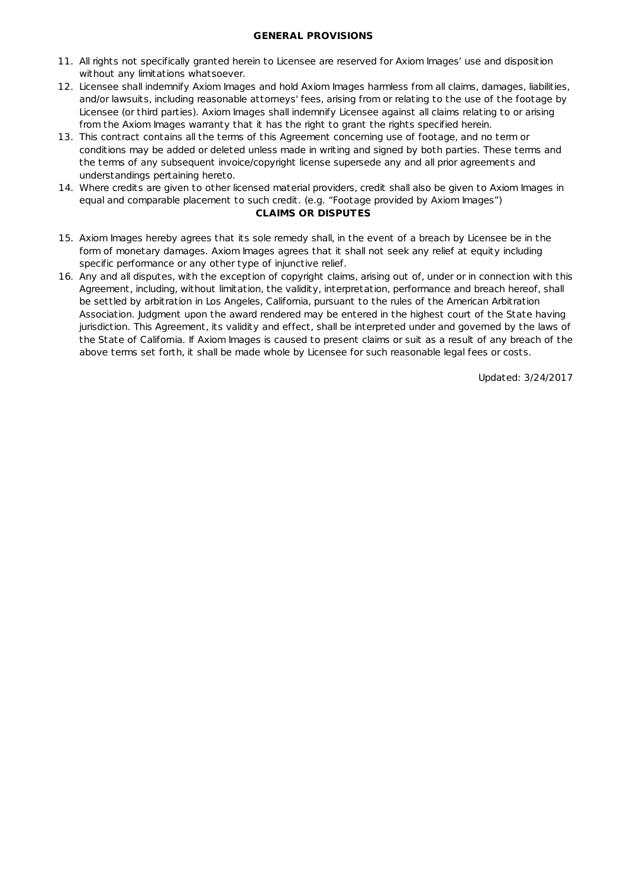## GENERAL PROVISIONS

11. All rights not specifically granted herein to Licensee are reserved for Axiom Images' use and disposition without any limitations whatsoever.
12. Licensee shall indemnify Axiom Images and hold Axiom Images harmless from all claims, damages, liabilities, and/or lawsuits, including reasonable attorneys' fees, arising from or relating to the use of the footage by Licensee (or third parties). Axiom Images shall indemnify Licensee against all claims relating to or arising from the Axiom Images warranty that it has the right to grant the rights specified herein.
13. This contract contains all the terms of this Agreement concerning use of footage, and no term or conditions may be added or deleted unless made in writing and signed by both parties. These terms and the terms of any subsequent invoice/copyright license supersede any and all prior agreements and understandings pertaining hereto.
14. Where credits are given to other licensed material providers, credit shall also be given to Axiom Images in equal and comparable placement to such credit. (e.g. "Footage provided by Axiom Images")

## CLAIMS OR DISPUTES

15. Axiom Images hereby agrees that its sole remedy shall, in the event of a breach by Licensee be in the form of monetary damages. Axiom Images agrees that it shall not seek any relief at equity including specific performance or any other type of injunctive relief.
16. Any and all disputes, with the exception of copyright claims, arising out of, under or in connection with this Agreement, including, without limitation, the validity, interpretation, performance and breach hereof, shall be settled by arbitration in Los Angeles, California, pursuant to the rules of the American Arbitration Association. Judgment upon the award rendered may be entered in the highest court of the State having jurisdiction. This Agreement, its validity and effect, shall be interpreted under and governed by the laws of the State of California. If Axiom Images is caused to present claims or suit as a result of any breach of the above terms set forth, it shall be made whole by Licensee for such reasonable legal fees or costs.

Updated: 3/24/2017